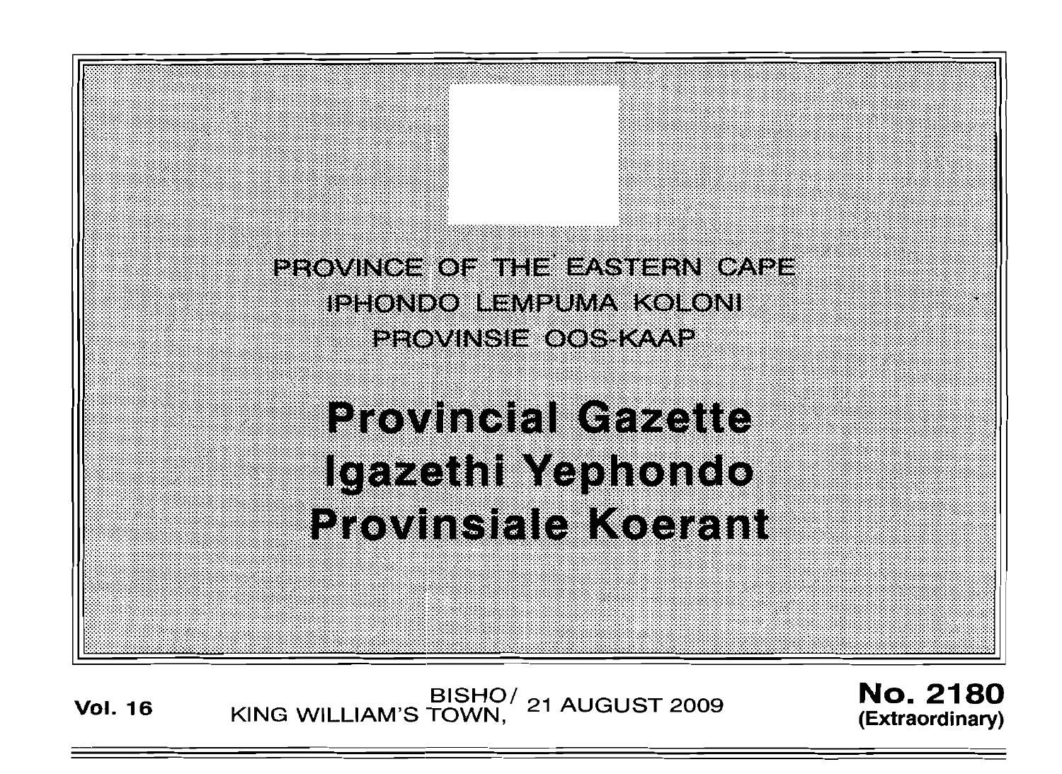PROVINCE OF THE EASTERN CAPE

IPHONDO LEMPUMA KOLONI

PROVINSIE OOS-KAAP

# Provincial Gazette
# Igazethi Yephondo
# Provinsiale Koerant

**Vol. 16** BISHO/ KING WILLIAM'S TOWN, 21 AUGUST 2009 **No. 2180 (Extraordinary)**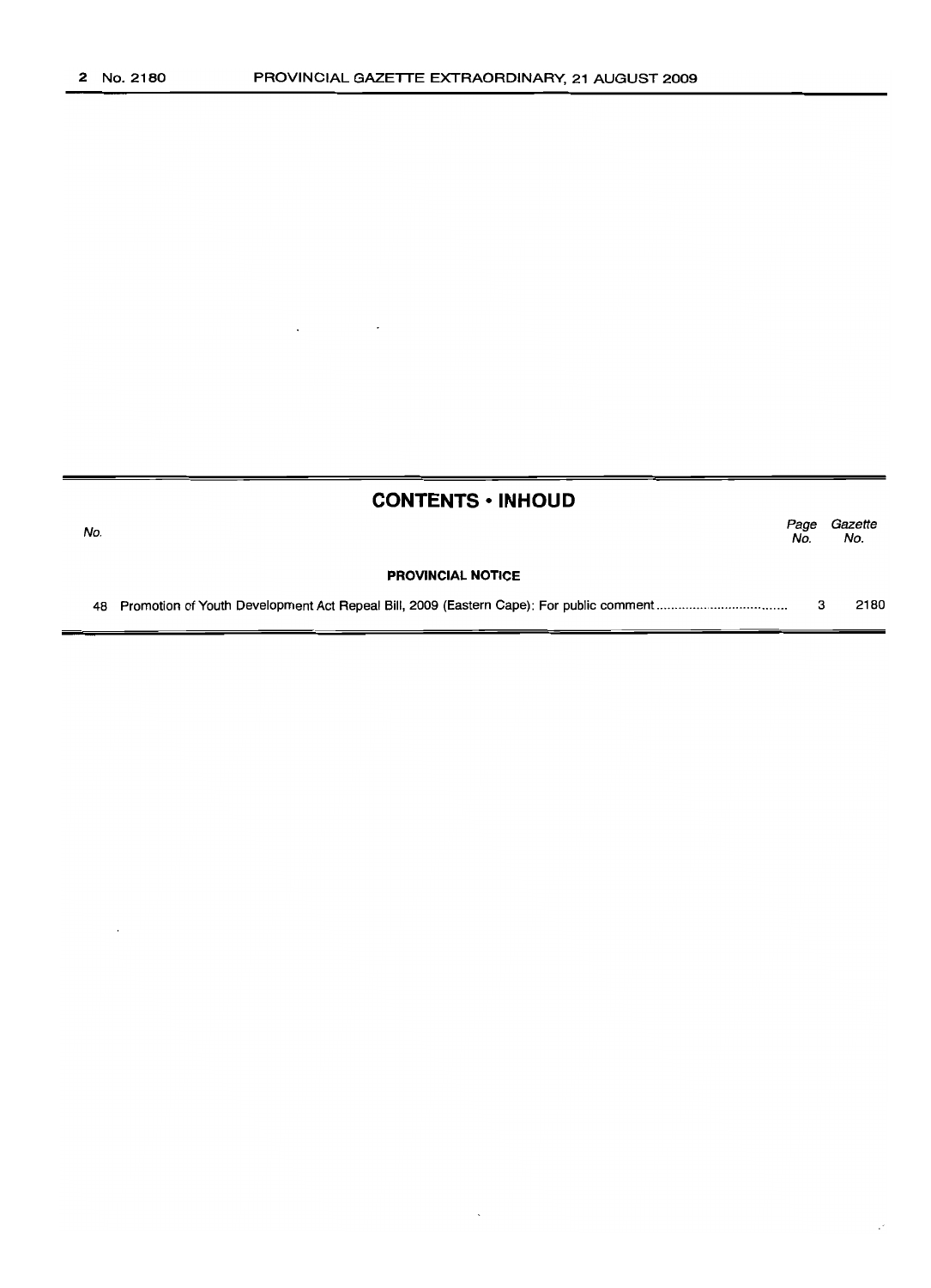## CONTENTS • INHOUD

| No. | | Page No. | Gazette No. |
|---|---|---|---|
| | **PROVINCIAL NOTICE** | | |
| 48 | Promotion of Youth Development Act Repeal Bill, 2009 (Eastern Cape): For public comment | 3 | 2180 |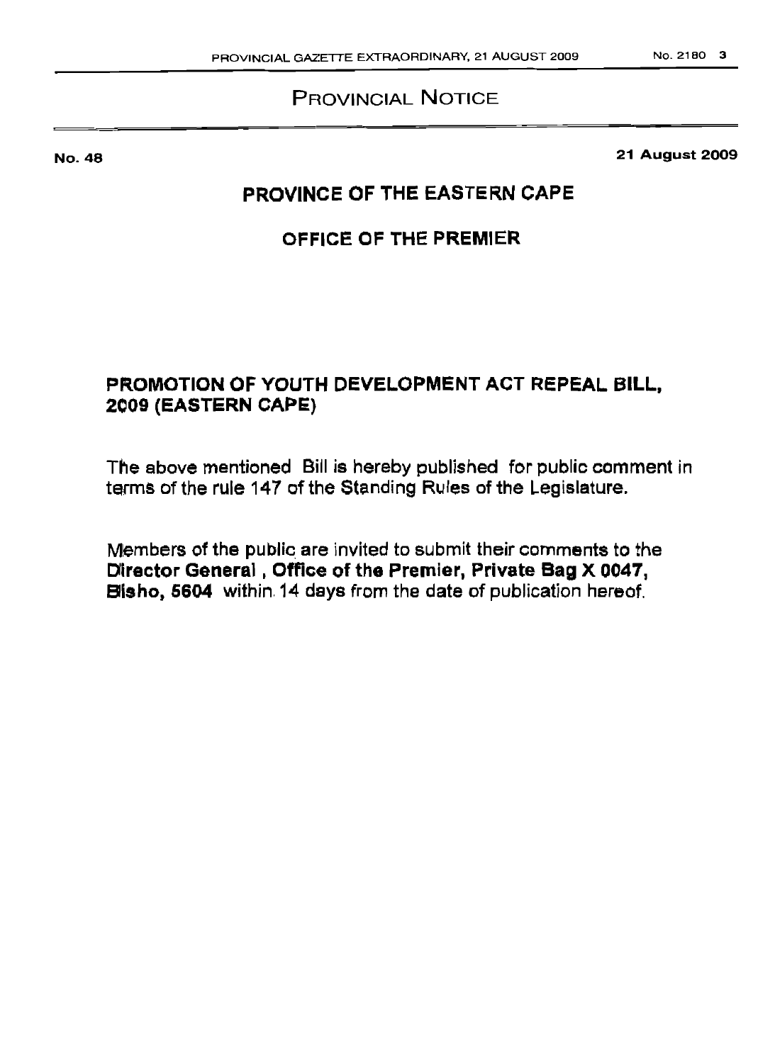# PROVINCIAL NOTICE

**No. 48** **21 August 2009**

## PROVINCE OF THE EASTERN CAPE

## OFFICE OF THE PREMIER

### PROMOTION OF YOUTH DEVELOPMENT ACT REPEAL BILL, 2009 (EASTERN CAPE)

The above mentioned Bill is hereby published for public comment in terms of the rule 147 of the Standing Rules of the Legislature.

Members of the public are invited to submit their comments to the **Director General, Office of the Premier, Private Bag X 0047, Bisho, 5604** within 14 days from the date of publication hereof.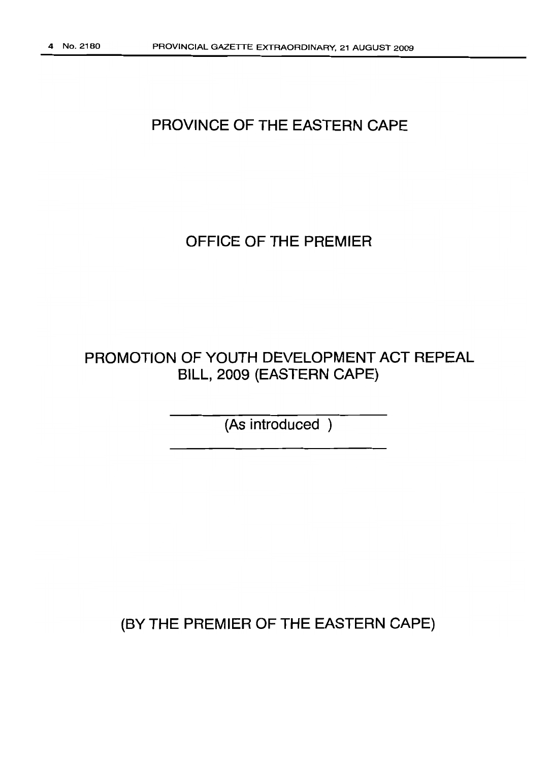# PROVINCE OF THE EASTERN CAPE

## OFFICE OF THE PREMIER

## PROMOTION OF YOUTH DEVELOPMENT ACT REPEAL BILL, 2009 (EASTERN CAPE)

(As introduced )

(BY THE PREMIER OF THE EASTERN CAPE)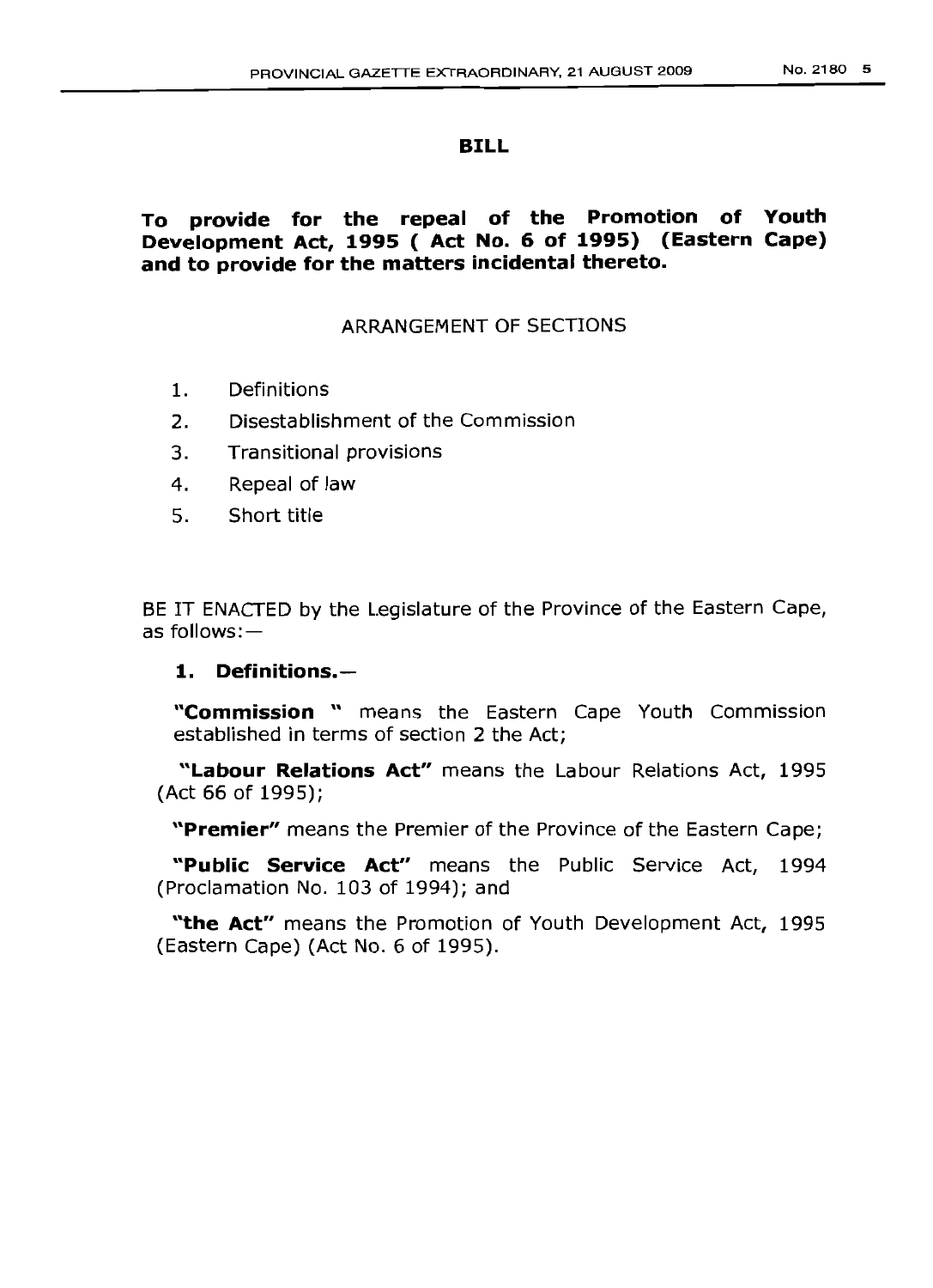## BILL

**To provide for the repeal of the Promotion of Youth Development Act, 1995 ( Act No. 6 of 1995) (Eastern Cape) and to provide for the matters incidental thereto.**

ARRANGEMENT OF SECTIONS

1. Definitions
2. Disestablishment of the Commission
3. Transitional provisions
4. Repeal of law
5. Short title

BE IT ENACTED by the Legislature of the Province of the Eastern Cape, as follows:—

**1. Definitions.—**

**"Commission "** means the Eastern Cape Youth Commission established in terms of section 2 the Act;

**"Labour Relations Act"** means the Labour Relations Act, 1995 (Act 66 of 1995);

**"Premier"** means the Premier of the Province of the Eastern Cape;

**"Public Service Act"** means the Public Service Act, 1994 (Proclamation No. 103 of 1994); and

**"the Act"** means the Promotion of Youth Development Act, 1995 (Eastern Cape) (Act No. 6 of 1995).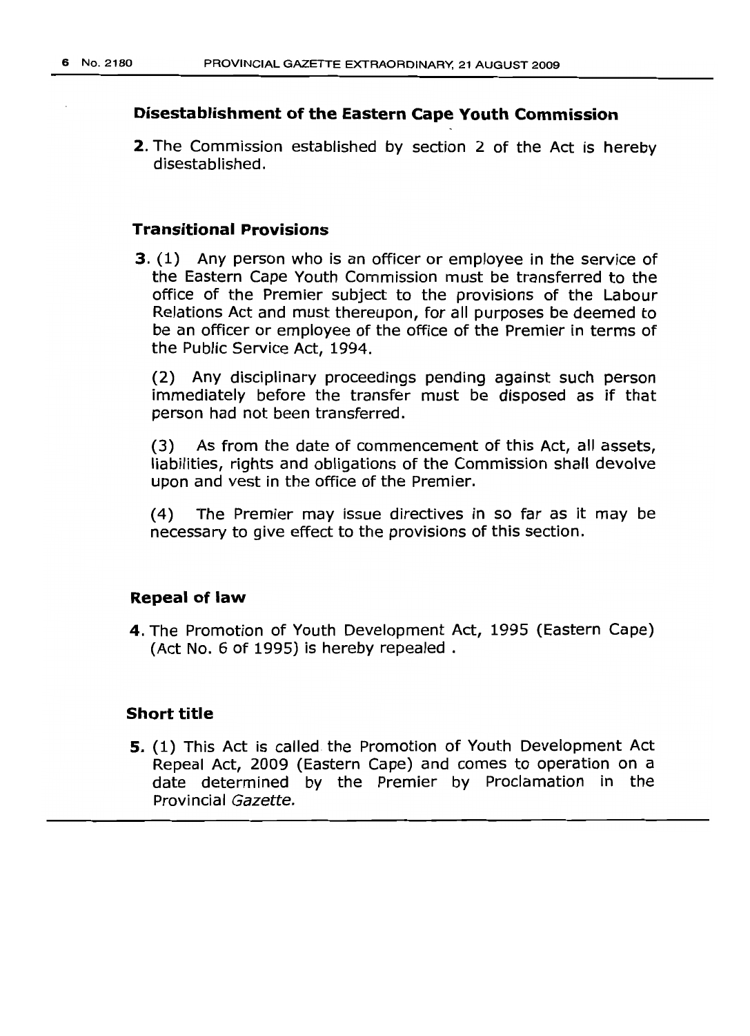### Disestablishment of the Eastern Cape Youth Commission

**2.** The Commission established by section 2 of the Act is hereby disestablished.

### Transitional Provisions

**3.** (1) Any person who is an officer or employee in the service of the Eastern Cape Youth Commission must be transferred to the office of the Premier subject to the provisions of the Labour Relations Act and must thereupon, for all purposes be deemed to be an officer or employee of the office of the Premier in terms of the Public Service Act, 1994.

(2) Any disciplinary proceedings pending against such person immediately before the transfer must be disposed as if that person had not been transferred.

(3) As from the date of commencement of this Act, all assets, liabilities, rights and obligations of the Commission shall devolve upon and vest in the office of the Premier.

(4) The Premier may issue directives in so far as it may be necessary to give effect to the provisions of this section.

### Repeal of law

**4.** The Promotion of Youth Development Act, 1995 (Eastern Cape) (Act No. 6 of 1995) is hereby repealed .

### Short title

**5.** (1) This Act is called the Promotion of Youth Development Act Repeal Act, 2009 (Eastern Cape) and comes to operation on a date determined by the Premier by Proclamation in the Provincial *Gazette.*